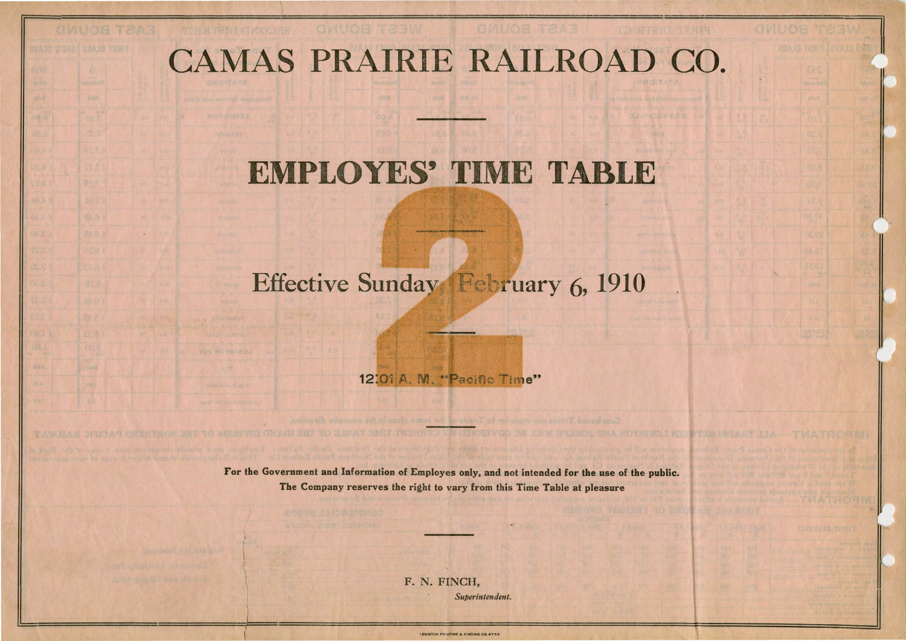# CAMAS PRAIRIE RAILROAD CO.

# EMPLOYES' TIME TABLE

# 2

## Effective Sunday, February 6, 1910

12:01 A. M. "Pacific Time"

**For the Government and Information of Employes only, and not intended for the use of the public.**

**The Company reserves the right to vary from this Time Table at pleasure**

F. N. FINCH,

*Superintendent.*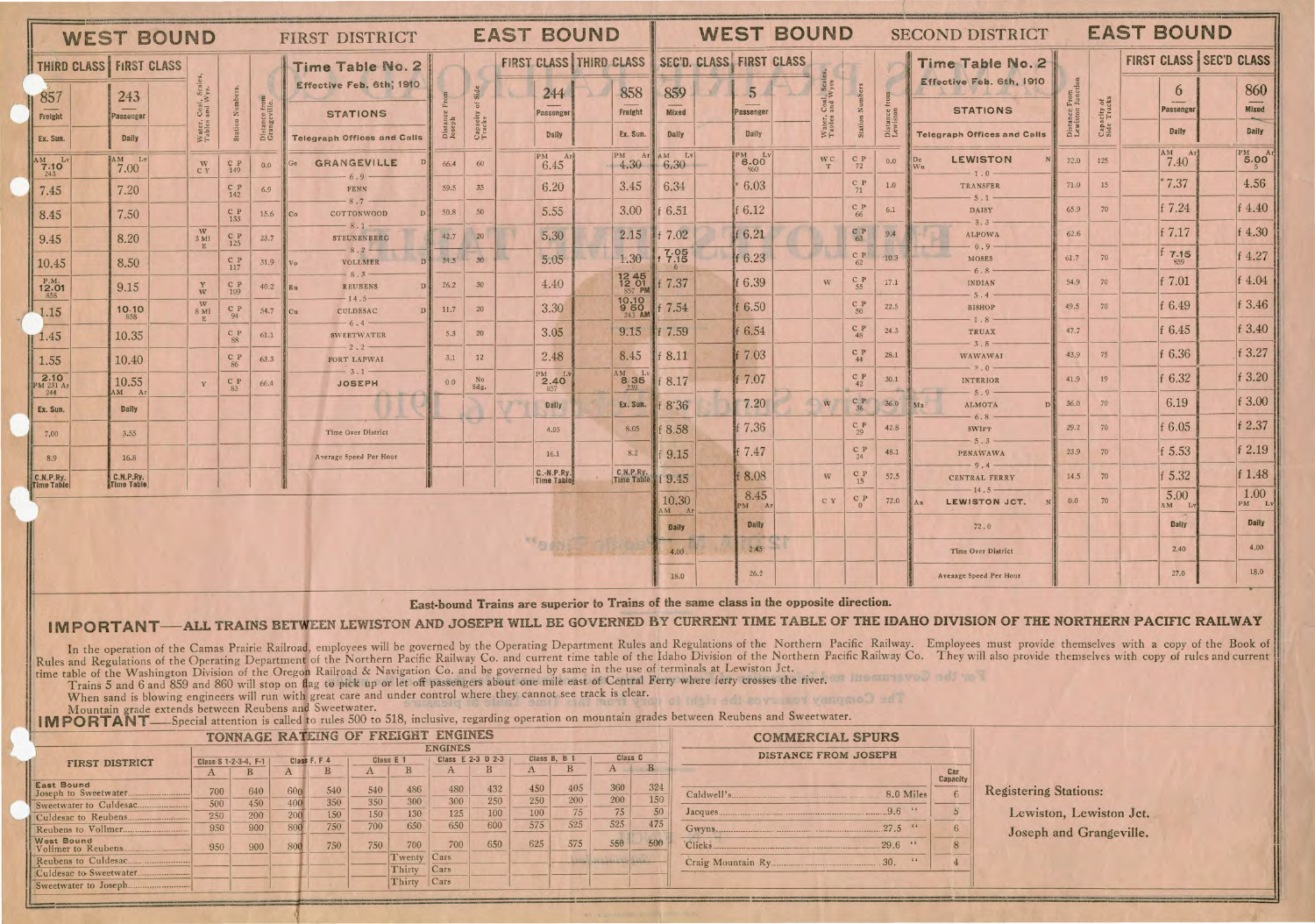## FIRST DISTRICT — Time Table No. 2 — Effective Feb. 6th, 1910

| WEST BOUND THIRD CLASS 857 Freight Ex. Sun. | WEST BOUND FIRST CLASS 243 Passenger Daily | Water, Coal, Scales, Tables and Wyes | Station Numbers | Distance from Grangeville | STATIONS — Telegraph Offices and Calls | Distance From Joseph | Capacity of Side Tracks | EAST BOUND FIRST CLASS 244 Passenger Daily | EAST BOUND THIRD CLASS 858 Freight Ex. Sun. |
|---|---|---|---|---|---|---|---|---|---|
| AM Lv 7.10 243 | AM Lv 7.00 | W C Y | C P 149 | 0.0 | Ge GRANGEVILLE D | 66.4 | 60 | PM Ar 6.45 | PM Ar 4.30 |
| | | | | | 6.9 | | | | |
| 7.45 | 7.20 | | C P 142 | 6.9 | FENN | 59.5 | 35 | 6.20 | 3.45 |
| | | | | | 8.7 | | | | |
| 8.45 | 7.50 | | C P 133 | 15.6 | Co COTTONWOOD D | 50.8 | 50 | 5.55 | 3.00 |
| | | | | | 8.1 | | | | |
| 9.45 | 8.20 | W 3 MI E | C P 125 | 23.7 | STEUNENBERG | 42.7 | 20 | 5.30 | 2.15 |
| | | | | | 8.2 | | | | |
| 10.45 | 8.50 | | C P 117 | 31.9 | Vo VOLLMER D | 34.5 | 30 | 5.05 | 1.30 |
| | | | | | 8.3 | | | | |
| P.M. 12.01 858 | 9.15 | Y W | C P 109 | 40.2 | Ru REUBENS D | 26.2 | 30 | 4.40 | 12 45 12 01 857 PM |
| | | | | | 14.5 | | | | |
| 1.15 | 10.10 858 | W 8 MI E | C P 94 | 54.7 | Cu CULDESAC D | 11.7 | 20 | 3.30 | 10.10 9.50 243 AM |
| | | | | | 6.4 | | | | |
| 1.45 | 10.35 | | C P 88 | 61.1 | SWEETWATER | 5.3 | 20 | 3.05 | 9.15 |
| | | | | | 2.2 | | | | |
| 1.55 | 10.40 | | C P 86 | 63.3 | FORT LAPWAI | 3.1 | 12 | 2.48 | 8.45 |
| | | | | | 3.1 | | | | |
| 2.10 PM 231 Ar 244 | 10.55 AM Ar | Y | C P 83 | 66.4 | JOSEPH | 0.0 | No Sdg. | PM Lv 2.40 857 | AM Lv 8.35 230 |
| Ex. Sun. | Daily | | | | | | | Daily | Ex. Sun. |
| 7.00 | 3.55 | | | | Time Over District | | | 4.05 | 8.05 |
| 8.9 | 16.8 | | | | Average Speed Per Hour | | | 16.1 | 8.2 |
| C.N.P.Ry. Time Table | C.N.P.Ry. Time Table | | | | | | | C.-N.P.Ry. Time Table | C.N.P.Ry. Time Table |

## SECOND DISTRICT — Time Table No. 2 — Effective Feb. 6th, 1910

| WEST BOUND SEC'D. CLASS 859 Mixed Daily | WEST BOUND FIRST CLASS 5 Passenger Daily | Water, Coal, Scales, Tables and Wyes | Station Numbers | Distance from Lewiston | STATIONS — Telegraph Offices and Calls | Distance From Lewiston Junction | Capacity of Side Tracks | EAST BOUND FIRST CLASS 6 Passenger Daily | EAST BOUND SEC'D CLASS 860 Mixed Daily |
|---|---|---|---|---|---|---|---|---|---|
| AM Lv 6.30 | PM Lv 6.00 860 | W C T | C P 72 | 0.0 | De Wn LEWISTON N | 72.0 | 125 | AM Ar 7.40 | PM Ar 5.00 5 |
| | | | | | 1.0 | | | | |
| 6.34 | * 6.03 | | C P 71 | 1.0 | TRANSFER | 71.0 | 15 | * 7.37 | 4.56 |
| | | | | | 5.1 | | | | |
| f 6.51 | f 6.12 | | C P 66 | 6.1 | DAISY | 65.9 | 70 | f 7.24 | f 4.40 |
| | | | | | 3.3 | | | | |
| f 7.02 | f 6.21 | | C P 63 | 9.4 | ALPOWA | 62.6 | | f 7.17 | f 4.30 |
| | | | | | 0.9 | | | | |
| f 7.05 7.15 6 | f 6.23 | | C P 62 | 10.3 | MOSES | 61.7 | 70 | f 7.15 859 | f 4.27 |
| | | | | | 6.8 | | | | |
| f 7.37 | f 6.39 | W | C P 55 | 17.1 | INDIAN | 54.9 | 70 | f 7.01 | f 4.04 |
| | | | | | 5.4 | | | | |
| f 7.54 | f 6.50 | | C P 50 | 22.5 | BISHOP | 49.5 | 70 | f 6.49 | f 3.46 |
| | | | | | 1.8 | | | | |
| f 7.59 | f 6.54 | | C P 48 | 24.3 | TRUAX | 47.7 | | f 6.45 | f 3.40 |
| | | | | | 3.8 | | | | |
| f 8.11 | f 7.03 | | C P 44 | 28.1 | WAWAWAI | 43.9 | 75 | f 6.36 | f 3.27 |
| | | | | | 2.0 | | | | |
| f 8.17 | f 7.07 | | C P 42 | 30.1 | INTERIOR | 41.9 | 19 | f 6.32 | f 3.20 |
| | | | | | 5.9 | | | | |
| f 8.36 | 7.20 | W | C P 36 | 36.0 | Ma ALMOTA D | 36.0 | 70 | 6.19 | f 3.00 |
| | | | | | 6.8 | | | | |
| f 8.58 | f 7.36 | | C P 29 | 42.8 | SWIFT | 29.2 | 70 | f 6.05 | f 2.37 |
| | | | | | 5.3 | | | | |
| f 9.15 | f 7.47 | | C P 24 | 48.1 | PENAWAWA | 23.9 | 70 | f 5.53 | f 2.19 |
| | | | | | 9.4 | | | | |
| f 9.45 | f 8.08 | W | C P 15 | 57.5 | CENTRAL FERRY | 14.5 | 70 | f 5.32 | f 1.48 |
| | | | | | 14.5 | | | | |
| 10.30 AM Ar | 8.45 PM Ar | C Y | C P 0 | 72.0 | Ax LEWISTON JCT. N | 0.0 | 70 | 5.00 AM Lv | 1.00 PM Lv |
| Daily | Daily | | | | 72.0 | | | Daily | Daily |
| 4.00 | 2.45 | | | | Time Over District | | | 2.40 | 4.00 |
| 18.0 | 26.2 | | | | Average Speed Per Hour | | | 27.0 | 18.0 |

**East-bound Trains are superior to Trains of the same class in the opposite direction.**

## IMPORTANT—ALL TRAINS BETWEEN LEWISTON AND JOSEPH WILL BE GOVERNED BY CURRENT TIME TABLE OF THE IDAHO DIVISION OF THE NORTHERN PACIFIC RAILWAY

In the operation of the Camas Prairie Railroad, employees will be governed by the Operating Department Rules and Regulations of the Northern Pacific Railway. Employees must provide themselves with a copy of the Book of Rules and Regulations of the Operating Department of the Northern Pacific Railway Co. and current time table of the Idaho Division of the Northern Pacific Railway Co. They will also provide themselves with copy of rules and current time table of the Washington Division of the Oregon Railroad & Navigation Co. and be governed by same in the use of terminals at Lewiston Jct.

Trains 5 and 6 and 859 and 860 will stop on flag to pick up or let off passengers about one mile east of Central Ferry where ferry crosses the river.

When sand is blowing engineers will run with great care and under control where they cannot see track is clear.

Mountain grade extends between Reubens and Sweetwater.

**IMPORTANT**—Special attention is called to rules 500 to 518, inclusive, regarding operation on mountain grades between Reubens and Sweetwater.

### TONNAGE RATEING OF FREIGHT ENGINES

| FIRST DISTRICT | Class S 1-2-3-4, F-1 A | Class S 1-2-3-4, F-1 B | Class F. F 4 A | Class F. F 4 B | Class E 1 A | Class E 1 B | Class E 2-3 D 2-3 A | Class E 2-3 D 2-3 B | Class B, B 1 A | Class B, B 1 B | Class C A | Class C B |
|---|---|---|---|---|---|---|---|---|---|---|---|---|
| **East Bound** Joseph to Sweetwater | 700 | 640 | 600 | 540 | 540 | 486 | 480 | 432 | 450 | 405 | 360 | 324 |
| Sweetwater to Culdesac | 500 | 450 | 400 | 350 | 350 | 300 | 300 | 250 | 250 | 200 | 200 | 150 |
| Culdesac to Reubens | 250 | 200 | 200 | 150 | 150 | 130 | 125 | 100 | 100 | 75 | 75 | 50 |
| Reubens to Vollmer | 950 | 900 | 800 | 750 | 700 | 650 | 650 | 600 | 575 | 525 | 525 | 475 |
| **West Bound** Vollmer to Reubens | 950 | 900 | 800 | 750 | 750 | 700 | 700 | 650 | 625 | 575 | 550 | 500 |
| Reubens to Culdesac | | | | | | Twenty | Cars | | | | | |
| Culdesac to Sweetwater | | | | | | Thirty | Cars | | | | | |
| Sweetwater to Joseph | | | | | | Thirty | Cars | | | | | |

### COMMERCIAL SPURS

| DISTANCE FROM JOSEPH | | Car Capacity |
|---|---|---|
| Caldwell's | 8.0 Miles | 6 |
| Jacques | 9.6 " | 5 |
| Gwyns | 27.5 " | 6 |
| Clicks | 29.6 " | 8 |
| Craig Mountain Ry | 30. " | 4 |

Registering Stations:

Lewiston, Lewiston Jct. Joseph and Grangeville.